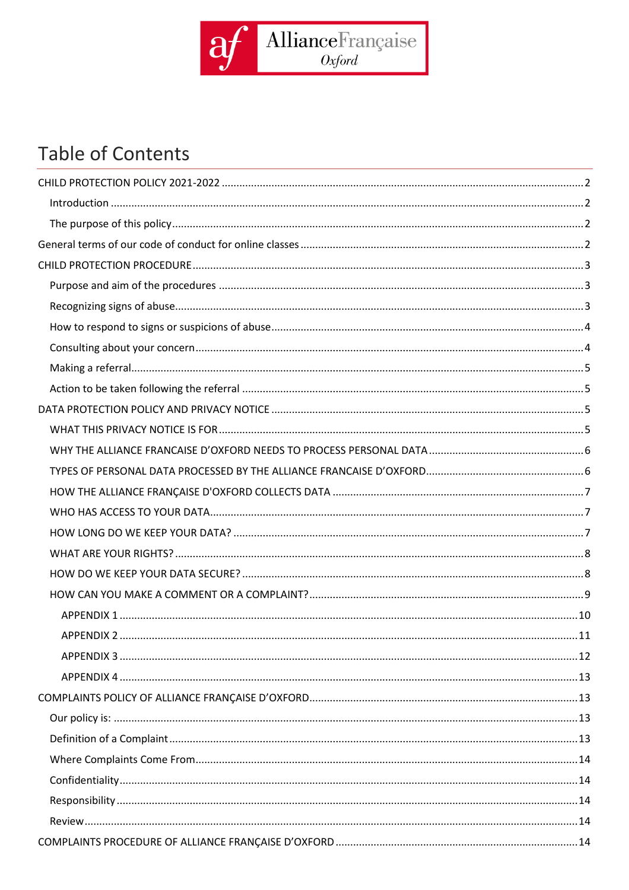AllianceFrançaise
*Oxford*

# Table of Contents

CHILD PROTECTION POLICY 2021-2022 ........ 2
- Introduction ........ 2
- The purpose of this policy ........ 2

General terms of our code of conduct for online classes ........ 2

CHILD PROTECTION PROCEDURE ........ 3
- Purpose and aim of the procedures ........ 3
- Recognizing signs of abuse ........ 3
- How to respond to signs or suspicions of abuse ........ 4
- Consulting about your concern ........ 4
- Making a referral ........ 5
- Action to be taken following the referral ........ 5

DATA PROTECTION POLICY AND PRIVACY NOTICE ........ 5
- WHAT THIS PRIVACY NOTICE IS FOR ........ 5
- WHY THE ALLIANCE FRANCAISE D'OXFORD NEEDS TO PROCESS PERSONAL DATA ........ 6
- TYPES OF PERSONAL DATA PROCESSED BY THE ALLIANCE FRANCAISE D'OXFORD ........ 6
- HOW THE ALLIANCE FRANÇAISE D'OXFORD COLLECTS DATA ........ 7
- WHO HAS ACCESS TO YOUR DATA ........ 7
- HOW LONG DO WE KEEP YOUR DATA? ........ 7
- WHAT ARE YOUR RIGHTS? ........ 8
- HOW DO WE KEEP YOUR DATA SECURE? ........ 8
- HOW CAN YOU MAKE A COMMENT OR A COMPLAINT? ........ 9
  - APPENDIX 1 ........ 10
  - APPENDIX 2 ........ 11
  - APPENDIX 3 ........ 12
  - APPENDIX 4 ........ 13

COMPLAINTS POLICY OF ALLIANCE FRANÇAISE D'OXFORD ........ 13
- Our policy is: ........ 13
- Definition of a Complaint ........ 13
- Where Complaints Come From ........ 14
- Confidentiality ........ 14
- Responsibility ........ 14
- Review ........ 14

COMPLAINTS PROCEDURE OF ALLIANCE FRANÇAISE D'OXFORD ........ 14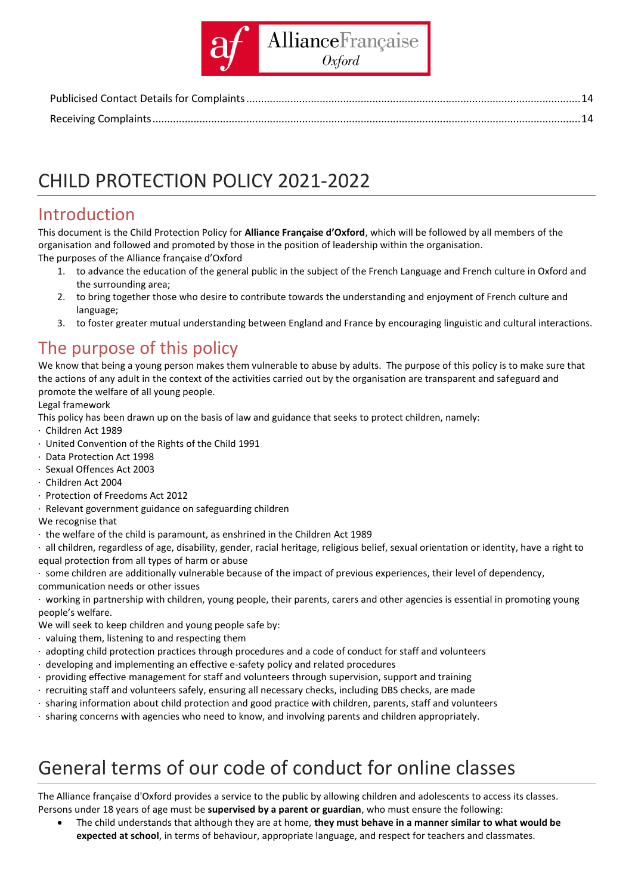Publicised Contact Details for Complaints ........................................................................................................ 14

Receiving Complaints ........................................................................................................................................ 14

# CHILD PROTECTION POLICY 2021-2022

## Introduction

This document is the Child Protection Policy for **Alliance Française d'Oxford**, which will be followed by all members of the organisation and followed and promoted by those in the position of leadership within the organisation.

The purposes of the Alliance française d'Oxford

1. to advance the education of the general public in the subject of the French Language and French culture in Oxford and the surrounding area;
2. to bring together those who desire to contribute towards the understanding and enjoyment of French culture and language;
3. to foster greater mutual understanding between England and France by encouraging linguistic and cultural interactions.

## The purpose of this policy

We know that being a young person makes them vulnerable to abuse by adults. The purpose of this policy is to make sure that the actions of any adult in the context of the activities carried out by the organisation are transparent and safeguard and promote the welfare of all young people.

Legal framework

This policy has been drawn up on the basis of law and guidance that seeks to protect children, namely:

- Children Act 1989
- United Convention of the Rights of the Child 1991
- Data Protection Act 1998
- Sexual Offences Act 2003
- Children Act 2004
- Protection of Freedoms Act 2012
- Relevant government guidance on safeguarding children

We recognise that

- the welfare of the child is paramount, as enshrined in the Children Act 1989
- all children, regardless of age, disability, gender, racial heritage, religious belief, sexual orientation or identity, have a right to equal protection from all types of harm or abuse
- some children are additionally vulnerable because of the impact of previous experiences, their level of dependency, communication needs or other issues
- working in partnership with children, young people, their parents, carers and other agencies is essential in promoting young people's welfare.

We will seek to keep children and young people safe by:

- valuing them, listening to and respecting them
- adopting child protection practices through procedures and a code of conduct for staff and volunteers
- developing and implementing an effective e-safety policy and related procedures
- providing effective management for staff and volunteers through supervision, support and training
- recruiting staff and volunteers safely, ensuring all necessary checks, including DBS checks, are made
- sharing information about child protection and good practice with children, parents, staff and volunteers
- sharing concerns with agencies who need to know, and involving parents and children appropriately.

# General terms of our code of conduct for online classes

The Alliance française d'Oxford provides a service to the public by allowing children and adolescents to access its classes. Persons under 18 years of age must be **supervised by a parent or guardian**, who must ensure the following:

- The child understands that although they are at home, **they must behave in a manner similar to what would be expected at school**, in terms of behaviour, appropriate language, and respect for teachers and classmates.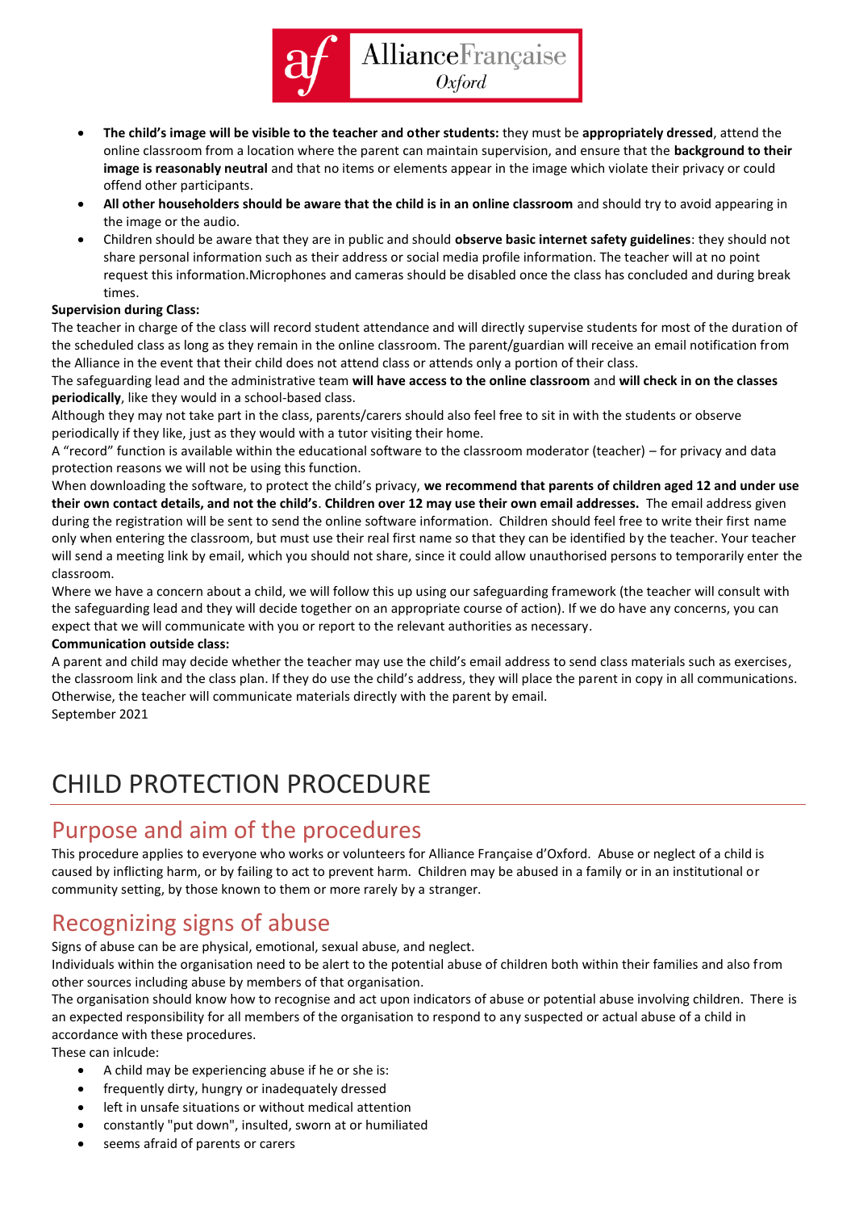- **The child's image will be visible to the teacher and other students:** they must be **appropriately dressed**, attend the online classroom from a location where the parent can maintain supervision, and ensure that the **background to their image is reasonably neutral** and that no items or elements appear in the image which violate their privacy or could offend other participants.
- **All other householders should be aware that the child is in an online classroom** and should try to avoid appearing in the image or the audio.
- Children should be aware that they are in public and should **observe basic internet safety guidelines**: they should not share personal information such as their address or social media profile information. The teacher will at no point request this information.Microphones and cameras should be disabled once the class has concluded and during break times.

**Supervision during Class:**

The teacher in charge of the class will record student attendance and will directly supervise students for most of the duration of the scheduled class as long as they remain in the online classroom. The parent/guardian will receive an email notification from the Alliance in the event that their child does not attend class or attends only a portion of their class.

The safeguarding lead and the administrative team **will have access to the online classroom** and **will check in on the classes periodically**, like they would in a school-based class.

Although they may not take part in the class, parents/carers should also feel free to sit in with the students or observe periodically if they like, just as they would with a tutor visiting their home.

A "record" function is available within the educational software to the classroom moderator (teacher) – for privacy and data protection reasons we will not be using this function.

When downloading the software, to protect the child's privacy, **we recommend that parents of children aged 12 and under use their own contact details, and not the child's**. **Children over 12 may use their own email addresses.** The email address given during the registration will be sent to send the online software information. Children should feel free to write their first name only when entering the classroom, but must use their real first name so that they can be identified by the teacher. Your teacher will send a meeting link by email, which you should not share, since it could allow unauthorised persons to temporarily enter the classroom.

Where we have a concern about a child, we will follow this up using our safeguarding framework (the teacher will consult with the safeguarding lead and they will decide together on an appropriate course of action). If we do have any concerns, you can expect that we will communicate with you or report to the relevant authorities as necessary.

**Communication outside class:**

A parent and child may decide whether the teacher may use the child's email address to send class materials such as exercises, the classroom link and the class plan. If they do use the child's address, they will place the parent in copy in all communications. Otherwise, the teacher will communicate materials directly with the parent by email.

September 2021

# CHILD PROTECTION PROCEDURE

## Purpose and aim of the procedures

This procedure applies to everyone who works or volunteers for Alliance Française d'Oxford. Abuse or neglect of a child is caused by inflicting harm, or by failing to act to prevent harm. Children may be abused in a family or in an institutional or community setting, by those known to them or more rarely by a stranger.

## Recognizing signs of abuse

Signs of abuse can be are physical, emotional, sexual abuse, and neglect.

Individuals within the organisation need to be alert to the potential abuse of children both within their families and also from other sources including abuse by members of that organisation.

The organisation should know how to recognise and act upon indicators of abuse or potential abuse involving children. There is an expected responsibility for all members of the organisation to respond to any suspected or actual abuse of a child in accordance with these procedures.

These can inlcude:

- A child may be experiencing abuse if he or she is:
- frequently dirty, hungry or inadequately dressed
- left in unsafe situations or without medical attention
- constantly "put down", insulted, sworn at or humiliated
- seems afraid of parents or carers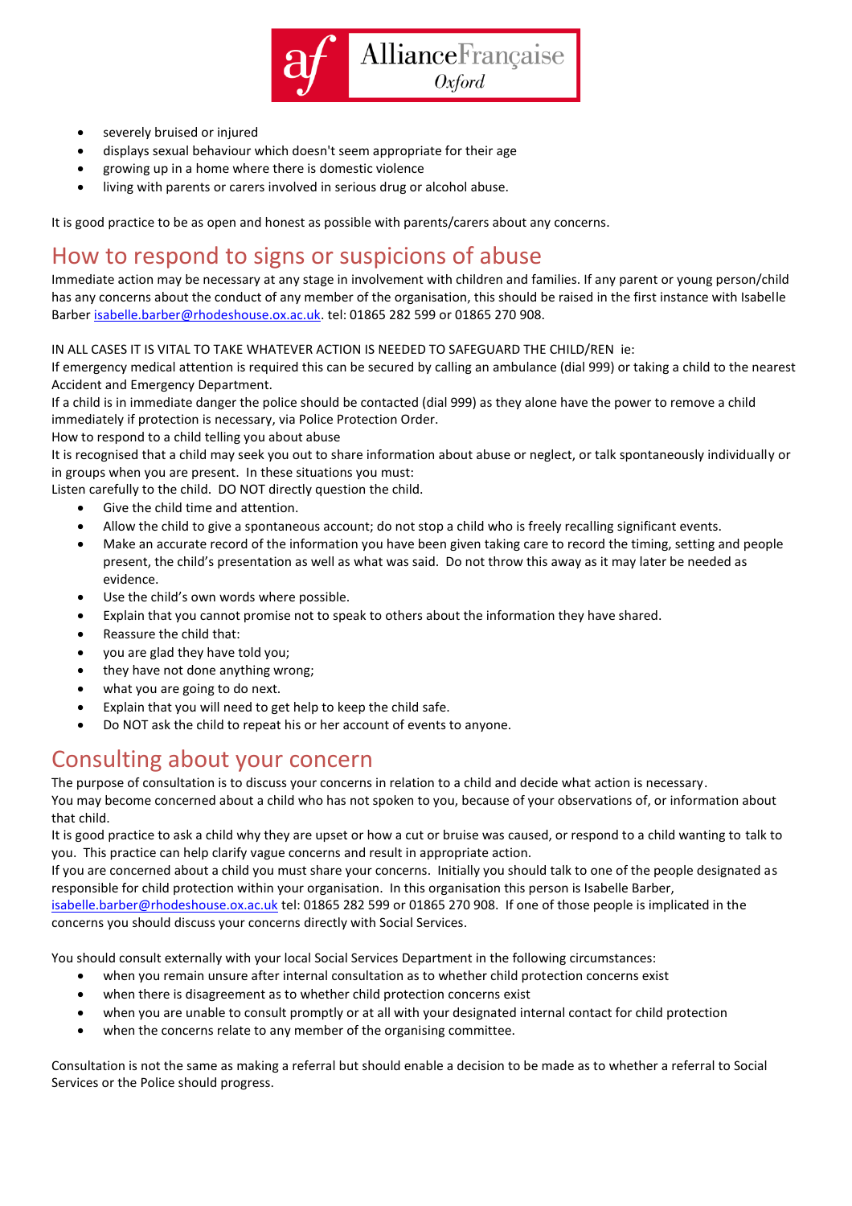- severely bruised or injured
- displays sexual behaviour which doesn't seem appropriate for their age
- growing up in a home where there is domestic violence
- living with parents or carers involved in serious drug or alcohol abuse.

It is good practice to be as open and honest as possible with parents/carers about any concerns.

## How to respond to signs or suspicions of abuse

Immediate action may be necessary at any stage in involvement with children and families. If any parent or young person/child has any concerns about the conduct of any member of the organisation, this should be raised in the first instance with Isabelle Barber isabelle.barber@rhodeshouse.ox.ac.uk. tel: 01865 282 599 or 01865 270 908.

IN ALL CASES IT IS VITAL TO TAKE WHATEVER ACTION IS NEEDED TO SAFEGUARD THE CHILD/REN ie:
If emergency medical attention is required this can be secured by calling an ambulance (dial 999) or taking a child to the nearest Accident and Emergency Department.
If a child is in immediate danger the police should be contacted (dial 999) as they alone have the power to remove a child immediately if protection is necessary, via Police Protection Order.
How to respond to a child telling you about abuse
It is recognised that a child may seek you out to share information about abuse or neglect, or talk spontaneously individually or in groups when you are present. In these situations you must:
Listen carefully to the child. DO NOT directly question the child.

- Give the child time and attention.
- Allow the child to give a spontaneous account; do not stop a child who is freely recalling significant events.
- Make an accurate record of the information you have been given taking care to record the timing, setting and people present, the child's presentation as well as what was said. Do not throw this away as it may later be needed as evidence.
- Use the child's own words where possible.
- Explain that you cannot promise not to speak to others about the information they have shared.
- Reassure the child that:
- you are glad they have told you;
- they have not done anything wrong;
- what you are going to do next.
- Explain that you will need to get help to keep the child safe.
- Do NOT ask the child to repeat his or her account of events to anyone.

## Consulting about your concern

The purpose of consultation is to discuss your concerns in relation to a child and decide what action is necessary.
You may become concerned about a child who has not spoken to you, because of your observations of, or information about that child.
It is good practice to ask a child why they are upset or how a cut or bruise was caused, or respond to a child wanting to talk to you. This practice can help clarify vague concerns and result in appropriate action.
If you are concerned about a child you must share your concerns. Initially you should talk to one of the people designated as responsible for child protection within your organisation. In this organisation this person is Isabelle Barber, isabelle.barber@rhodeshouse.ox.ac.uk tel: 01865 282 599 or 01865 270 908. If one of those people is implicated in the concerns you should discuss your concerns directly with Social Services.

You should consult externally with your local Social Services Department in the following circumstances:

- when you remain unsure after internal consultation as to whether child protection concerns exist
- when there is disagreement as to whether child protection concerns exist
- when you are unable to consult promptly or at all with your designated internal contact for child protection
- when the concerns relate to any member of the organising committee.

Consultation is not the same as making a referral but should enable a decision to be made as to whether a referral to Social Services or the Police should progress.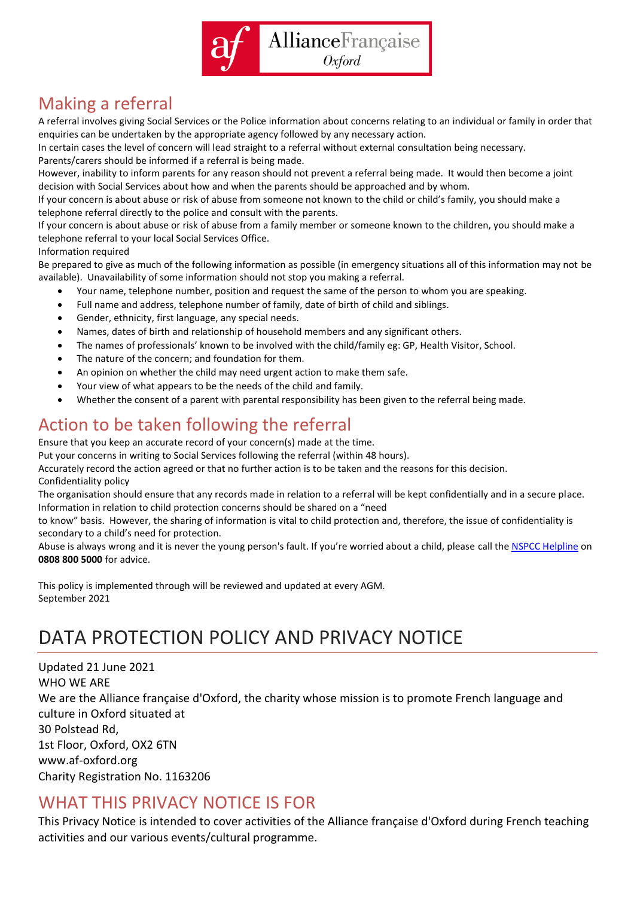## Making a referral

A referral involves giving Social Services or the Police information about concerns relating to an individual or family in order that enquiries can be undertaken by the appropriate agency followed by any necessary action.

In certain cases the level of concern will lead straight to a referral without external consultation being necessary.

Parents/carers should be informed if a referral is being made.

However, inability to inform parents for any reason should not prevent a referral being made. It would then become a joint decision with Social Services about how and when the parents should be approached and by whom.

If your concern is about abuse or risk of abuse from someone not known to the child or child's family, you should make a telephone referral directly to the police and consult with the parents.

If your concern is about abuse or risk of abuse from a family member or someone known to the children, you should make a telephone referral to your local Social Services Office.

Information required

Be prepared to give as much of the following information as possible (in emergency situations all of this information may not be available). Unavailability of some information should not stop you making a referral.

- Your name, telephone number, position and request the same of the person to whom you are speaking.
- Full name and address, telephone number of family, date of birth of child and siblings.
- Gender, ethnicity, first language, any special needs.
- Names, dates of birth and relationship of household members and any significant others.
- The names of professionals' known to be involved with the child/family eg: GP, Health Visitor, School.
- The nature of the concern; and foundation for them.
- An opinion on whether the child may need urgent action to make them safe.
- Your view of what appears to be the needs of the child and family.
- Whether the consent of a parent with parental responsibility has been given to the referral being made.

## Action to be taken following the referral

Ensure that you keep an accurate record of your concern(s) made at the time.

Put your concerns in writing to Social Services following the referral (within 48 hours).

Accurately record the action agreed or that no further action is to be taken and the reasons for this decision.

Confidentiality policy

The organisation should ensure that any records made in relation to a referral will be kept confidentially and in a secure place.

Information in relation to child protection concerns should be shared on a "need to know" basis. However, the sharing of information is vital to child protection and, therefore, the issue of confidentiality is secondary to a child's need for protection.

Abuse is always wrong and it is never the young person's fault. If you're worried about a child, please call the NSPCC Helpline on **0808 800 5000** for advice.

This policy is implemented through will be reviewed and updated at every AGM.
September 2021

# DATA PROTECTION POLICY AND PRIVACY NOTICE

Updated 21 June 2021
WHO WE ARE
We are the Alliance française d'Oxford, the charity whose mission is to promote French language and culture in Oxford situated at
30 Polstead Rd,
1st Floor, Oxford, OX2 6TN
www.af-oxford.org
Charity Registration No. 1163206

## WHAT THIS PRIVACY NOTICE IS FOR

This Privacy Notice is intended to cover activities of the Alliance française d'Oxford during French teaching activities and our various events/cultural programme.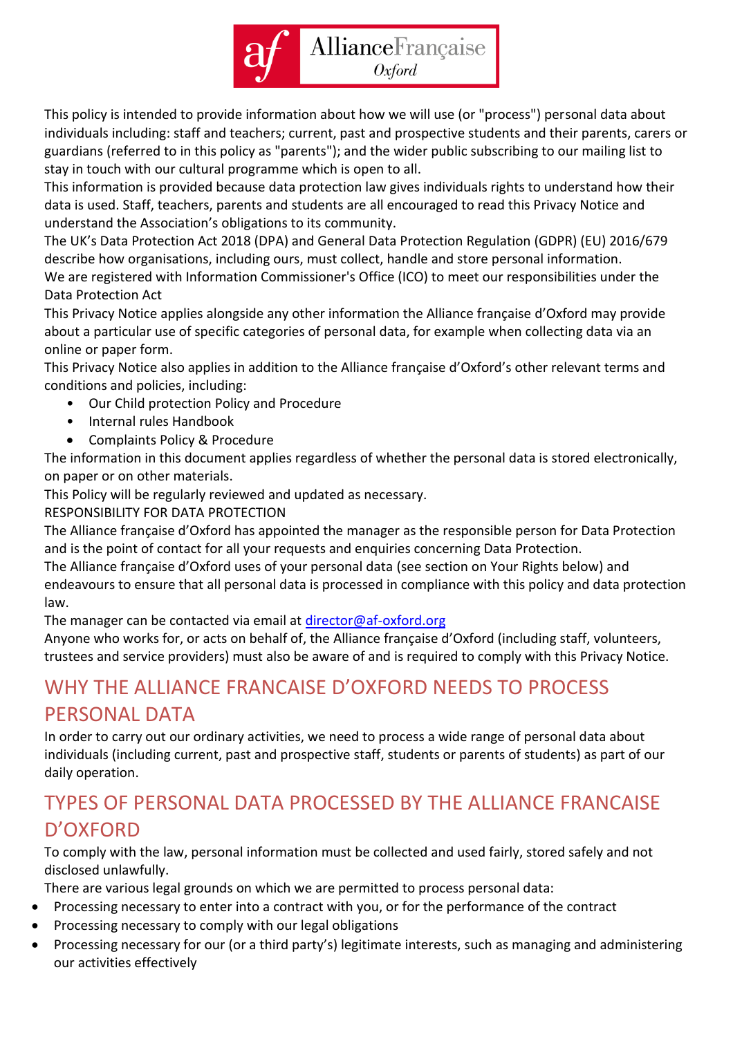This policy is intended to provide information about how we will use (or "process") personal data about individuals including: staff and teachers; current, past and prospective students and their parents, carers or guardians (referred to in this policy as "parents"); and the wider public subscribing to our mailing list to stay in touch with our cultural programme which is open to all.

This information is provided because data protection law gives individuals rights to understand how their data is used. Staff, teachers, parents and students are all encouraged to read this Privacy Notice and understand the Association's obligations to its community.

The UK's Data Protection Act 2018 (DPA) and General Data Protection Regulation (GDPR) (EU) 2016/679 describe how organisations, including ours, must collect, handle and store personal information.

We are registered with Information Commissioner's Office (ICO) to meet our responsibilities under the Data Protection Act

This Privacy Notice applies alongside any other information the Alliance française d'Oxford may provide about a particular use of specific categories of personal data, for example when collecting data via an online or paper form.

This Privacy Notice also applies in addition to the Alliance française d'Oxford's other relevant terms and conditions and policies, including:

- Our Child protection Policy and Procedure
- Internal rules Handbook
- Complaints Policy & Procedure

The information in this document applies regardless of whether the personal data is stored electronically, on paper or on other materials.

This Policy will be regularly reviewed and updated as necessary.

RESPONSIBILITY FOR DATA PROTECTION

The Alliance française d'Oxford has appointed the manager as the responsible person for Data Protection and is the point of contact for all your requests and enquiries concerning Data Protection.

The Alliance française d'Oxford uses of your personal data (see section on Your Rights below) and endeavours to ensure that all personal data is processed in compliance with this policy and data protection law.

The manager can be contacted via email at director@af-oxford.org

Anyone who works for, or acts on behalf of, the Alliance française d'Oxford (including staff, volunteers, trustees and service providers) must also be aware of and is required to comply with this Privacy Notice.

## WHY THE ALLIANCE FRANCAISE D'OXFORD NEEDS TO PROCESS PERSONAL DATA

In order to carry out our ordinary activities, we need to process a wide range of personal data about individuals (including current, past and prospective staff, students or parents of students) as part of our daily operation.

## TYPES OF PERSONAL DATA PROCESSED BY THE ALLIANCE FRANCAISE D'OXFORD

To comply with the law, personal information must be collected and used fairly, stored safely and not disclosed unlawfully.

There are various legal grounds on which we are permitted to process personal data:

- Processing necessary to enter into a contract with you, or for the performance of the contract
- Processing necessary to comply with our legal obligations
- Processing necessary for our (or a third party's) legitimate interests, such as managing and administering our activities effectively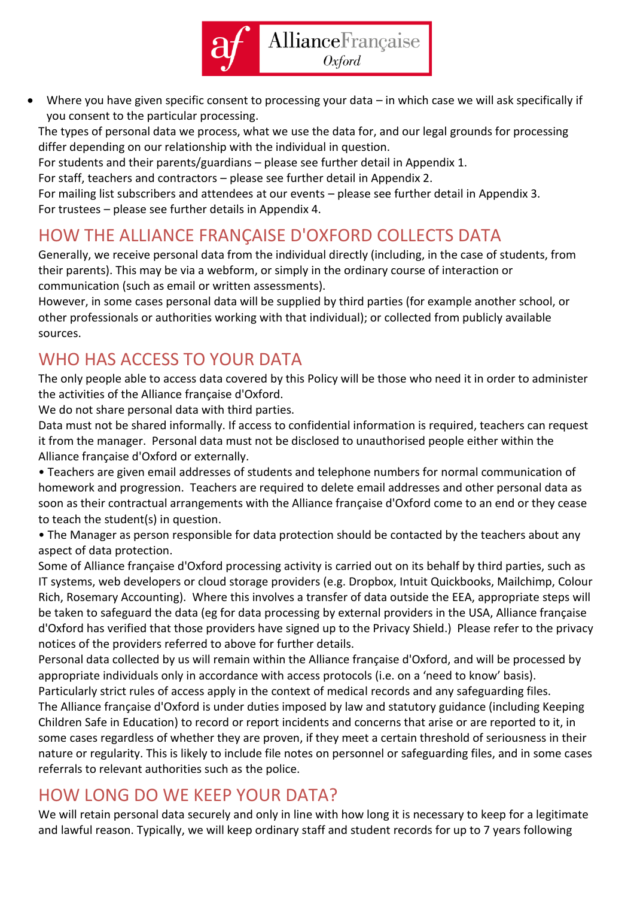- Where you have given specific consent to processing your data – in which case we will ask specifically if you consent to the particular processing.

The types of personal data we process, what we use the data for, and our legal grounds for processing differ depending on our relationship with the individual in question.

For students and their parents/guardians – please see further detail in Appendix 1.

For staff, teachers and contractors – please see further detail in Appendix 2.

For mailing list subscribers and attendees at our events – please see further detail in Appendix 3.

For trustees – please see further details in Appendix 4.

## HOW THE ALLIANCE FRANÇAISE D'OXFORD COLLECTS DATA

Generally, we receive personal data from the individual directly (including, in the case of students, from their parents). This may be via a webform, or simply in the ordinary course of interaction or communication (such as email or written assessments).

However, in some cases personal data will be supplied by third parties (for example another school, or other professionals or authorities working with that individual); or collected from publicly available sources.

## WHO HAS ACCESS TO YOUR DATA

The only people able to access data covered by this Policy will be those who need it in order to administer the activities of the Alliance française d'Oxford.

We do not share personal data with third parties.

Data must not be shared informally. If access to confidential information is required, teachers can request it from the manager. Personal data must not be disclosed to unauthorised people either within the Alliance française d'Oxford or externally.

• Teachers are given email addresses of students and telephone numbers for normal communication of homework and progression. Teachers are required to delete email addresses and other personal data as soon as their contractual arrangements with the Alliance française d'Oxford come to an end or they cease to teach the student(s) in question.

• The Manager as person responsible for data protection should be contacted by the teachers about any aspect of data protection.

Some of Alliance française d'Oxford processing activity is carried out on its behalf by third parties, such as IT systems, web developers or cloud storage providers (e.g. Dropbox, Intuit Quickbooks, Mailchimp, Colour Rich, Rosemary Accounting). Where this involves a transfer of data outside the EEA, appropriate steps will be taken to safeguard the data (eg for data processing by external providers in the USA, Alliance française d'Oxford has verified that those providers have signed up to the Privacy Shield.) Please refer to the privacy notices of the providers referred to above for further details.

Personal data collected by us will remain within the Alliance française d'Oxford, and will be processed by appropriate individuals only in accordance with access protocols (i.e. on a 'need to know' basis).

Particularly strict rules of access apply in the context of medical records and any safeguarding files.

The Alliance française d'Oxford is under duties imposed by law and statutory guidance (including Keeping Children Safe in Education) to record or report incidents and concerns that arise or are reported to it, in some cases regardless of whether they are proven, if they meet a certain threshold of seriousness in their nature or regularity. This is likely to include file notes on personnel or safeguarding files, and in some cases referrals to relevant authorities such as the police.

## HOW LONG DO WE KEEP YOUR DATA?

We will retain personal data securely and only in line with how long it is necessary to keep for a legitimate and lawful reason. Typically, we will keep ordinary staff and student records for up to 7 years following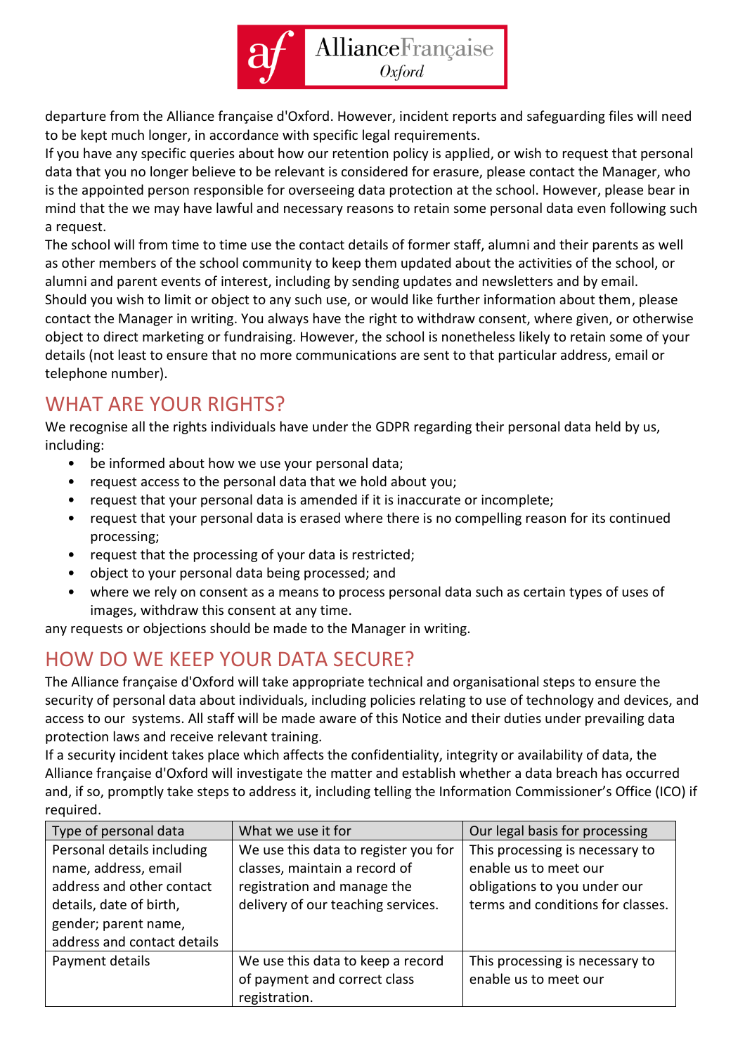departure from the Alliance française d'Oxford. However, incident reports and safeguarding files will need to be kept much longer, in accordance with specific legal requirements.

If you have any specific queries about how our retention policy is applied, or wish to request that personal data that you no longer believe to be relevant is considered for erasure, please contact the Manager, who is the appointed person responsible for overseeing data protection at the school. However, please bear in mind that the we may have lawful and necessary reasons to retain some personal data even following such a request.

The school will from time to time use the contact details of former staff, alumni and their parents as well as other members of the school community to keep them updated about the activities of the school, or alumni and parent events of interest, including by sending updates and newsletters and by email.

Should you wish to limit or object to any such use, or would like further information about them, please contact the Manager in writing. You always have the right to withdraw consent, where given, or otherwise object to direct marketing or fundraising. However, the school is nonetheless likely to retain some of your details (not least to ensure that no more communications are sent to that particular address, email or telephone number).

## WHAT ARE YOUR RIGHTS?

We recognise all the rights individuals have under the GDPR regarding their personal data held by us, including:

- be informed about how we use your personal data;
- request access to the personal data that we hold about you;
- request that your personal data is amended if it is inaccurate or incomplete;
- request that your personal data is erased where there is no compelling reason for its continued processing;
- request that the processing of your data is restricted;
- object to your personal data being processed; and
- where we rely on consent as a means to process personal data such as certain types of uses of images, withdraw this consent at any time.

any requests or objections should be made to the Manager in writing.

## HOW DO WE KEEP YOUR DATA SECURE?

The Alliance française d'Oxford will take appropriate technical and organisational steps to ensure the security of personal data about individuals, including policies relating to use of technology and devices, and access to our systems. All staff will be made aware of this Notice and their duties under prevailing data protection laws and receive relevant training.

If a security incident takes place which affects the confidentiality, integrity or availability of data, the Alliance française d'Oxford will investigate the matter and establish whether a data breach has occurred and, if so, promptly take steps to address it, including telling the Information Commissioner's Office (ICO) if required.

| Type of personal data | What we use it for | Our legal basis for processing |
| --- | --- | --- |
| Personal details including name, address, email address and other contact details, date of birth, gender; parent name, address and contact details | We use this data to register you for classes, maintain a record of registration and manage the delivery of our teaching services. | This processing is necessary to enable us to meet our obligations to you under our terms and conditions for classes. |
| Payment details | We use this data to keep a record of payment and correct class registration. | This processing is necessary to enable us to meet our |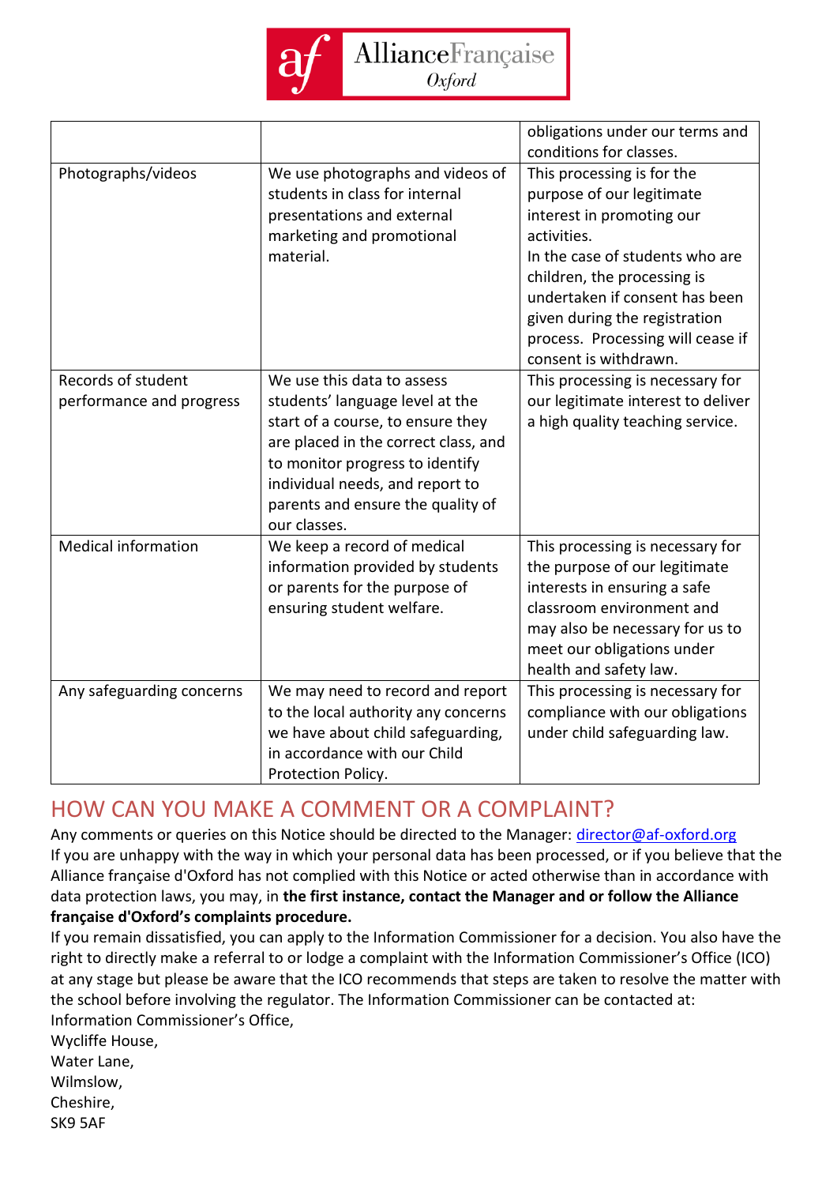| | | obligations under our terms and conditions for classes. |
|---|---|---|
| Photographs/videos | We use photographs and videos of students in class for internal presentations and external marketing and promotional material. | This processing is for the purpose of our legitimate interest in promoting our activities.<br>In the case of students who are children, the processing is undertaken if consent has been given during the registration process. Processing will cease if consent is withdrawn. |
| Records of student performance and progress | We use this data to assess students' language level at the start of a course, to ensure they are placed in the correct class, and to monitor progress to identify individual needs, and report to parents and ensure the quality of our classes. | This processing is necessary for our legitimate interest to deliver a high quality teaching service. |
| Medical information | We keep a record of medical information provided by students or parents for the purpose of ensuring student welfare. | This processing is necessary for the purpose of our legitimate interests in ensuring a safe classroom environment and may also be necessary for us to meet our obligations under health and safety law. |
| Any safeguarding concerns | We may need to record and report to the local authority any concerns we have about child safeguarding, in accordance with our Child Protection Policy. | This processing is necessary for compliance with our obligations under child safeguarding law. |

## HOW CAN YOU MAKE A COMMENT OR A COMPLAINT?

Any comments or queries on this Notice should be directed to the Manager: director@af-oxford.org

If you are unhappy with the way in which your personal data has been processed, or if you believe that the Alliance française d'Oxford has not complied with this Notice or acted otherwise than in accordance with data protection laws, you may, in **the first instance, contact the Manager and or follow the Alliance française d'Oxford's complaints procedure.**

If you remain dissatisfied, you can apply to the Information Commissioner for a decision. You also have the right to directly make a referral to or lodge a complaint with the Information Commissioner's Office (ICO) at any stage but please be aware that the ICO recommends that steps are taken to resolve the matter with the school before involving the regulator. The Information Commissioner can be contacted at:

Information Commissioner's Office,
Wycliffe House,
Water Lane,
Wilmslow,
Cheshire,
SK9 5AF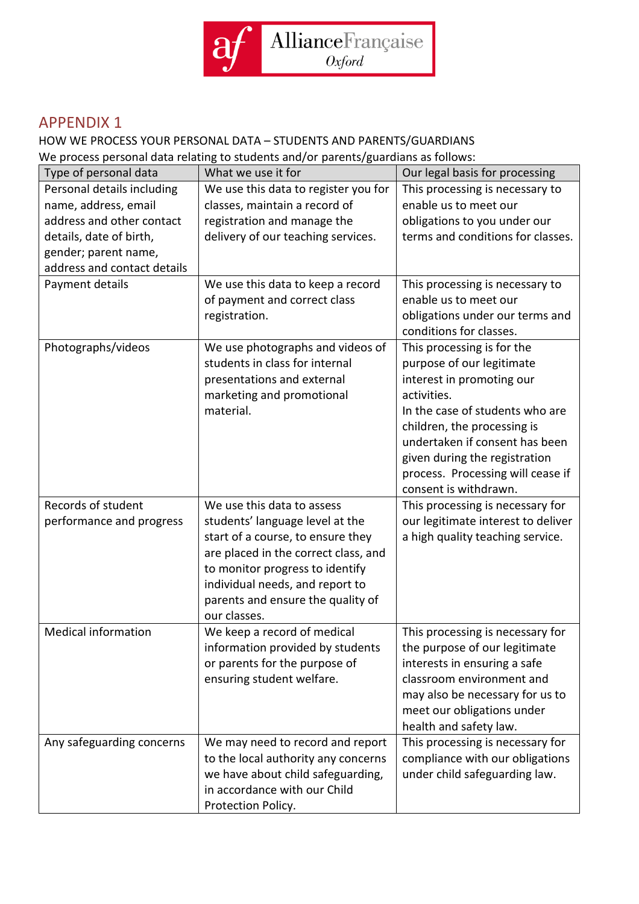# APPENDIX 1

HOW WE PROCESS YOUR PERSONAL DATA – STUDENTS AND PARENTS/GUARDIANS

We process personal data relating to students and/or parents/guardians as follows:

| Type of personal data | What we use it for | Our legal basis for processing |
|---|---|---|
| Personal details including name, address, email address and other contact details, date of birth, gender; parent name, address and contact details | We use this data to register you for classes, maintain a record of registration and manage the delivery of our teaching services. | This processing is necessary to enable us to meet our obligations to you under our terms and conditions for classes. |
| Payment details | We use this data to keep a record of payment and correct class registration. | This processing is necessary to enable us to meet our obligations under our terms and conditions for classes. |
| Photographs/videos | We use photographs and videos of students in class for internal presentations and external marketing and promotional material. | This processing is for the purpose of our legitimate interest in promoting our activities.<br>In the case of students who are children, the processing is undertaken if consent has been given during the registration process. Processing will cease if consent is withdrawn. |
| Records of student performance and progress | We use this data to assess students' language level at the start of a course, to ensure they are placed in the correct class, and to monitor progress to identify individual needs, and report to parents and ensure the quality of our classes. | This processing is necessary for our legitimate interest to deliver a high quality teaching service. |
| Medical information | We keep a record of medical information provided by students or parents for the purpose of ensuring student welfare. | This processing is necessary for the purpose of our legitimate interests in ensuring a safe classroom environment and may also be necessary for us to meet our obligations under health and safety law. |
| Any safeguarding concerns | We may need to record and report to the local authority any concerns we have about child safeguarding, in accordance with our Child Protection Policy. | This processing is necessary for compliance with our obligations under child safeguarding law. |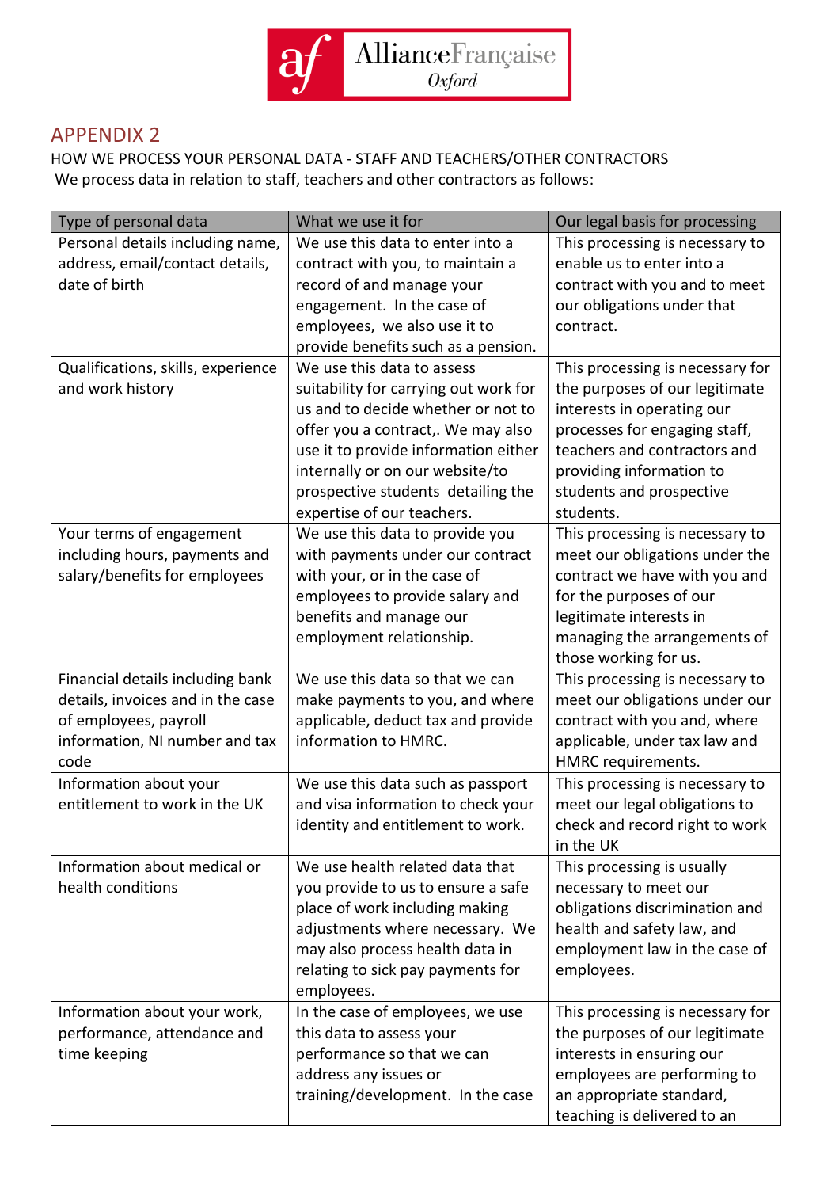## APPENDIX 2

HOW WE PROCESS YOUR PERSONAL DATA - STAFF AND TEACHERS/OTHER CONTRACTORS

We process data in relation to staff, teachers and other contractors as follows:

| Type of personal data | What we use it for | Our legal basis for processing |
|---|---|---|
| Personal details including name, address, email/contact details, date of birth | We use this data to enter into a contract with you, to maintain a record of and manage your engagement. In the case of employees, we also use it to provide benefits such as a pension. | This processing is necessary to enable us to enter into a contract with you and to meet our obligations under that contract. |
| Qualifications, skills, experience and work history | We use this data to assess suitability for carrying out work for us and to decide whether or not to offer you a contract,. We may also use it to provide information either internally or on our website/to prospective students detailing the expertise of our teachers. | This processing is necessary for the purposes of our legitimate interests in operating our processes for engaging staff, teachers and contractors and providing information to students and prospective students. |
| Your terms of engagement including hours, payments and salary/benefits for employees | We use this data to provide you with payments under our contract with your, or in the case of employees to provide salary and benefits and manage our employment relationship. | This processing is necessary to meet our obligations under the contract we have with you and for the purposes of our legitimate interests in managing the arrangements of those working for us. |
| Financial details including bank details, invoices and in the case of employees, payroll information, NI number and tax code | We use this data so that we can make payments to you, and where applicable, deduct tax and provide information to HMRC. | This processing is necessary to meet our obligations under our contract with you and, where applicable, under tax law and HMRC requirements. |
| Information about your entitlement to work in the UK | We use this data such as passport and visa information to check your identity and entitlement to work. | This processing is necessary to meet our legal obligations to check and record right to work in the UK |
| Information about medical or health conditions | We use health related data that you provide to us to ensure a safe place of work including making adjustments where necessary. We may also process health data in relating to sick pay payments for employees. | This processing is usually necessary to meet our obligations discrimination and health and safety law, and employment law in the case of employees. |
| Information about your work, performance, attendance and time keeping | In the case of employees, we use this data to assess your performance so that we can address any issues or training/development. In the case | This processing is necessary for the purposes of our legitimate interests in ensuring our employees are performing to an appropriate standard, teaching is delivered to an |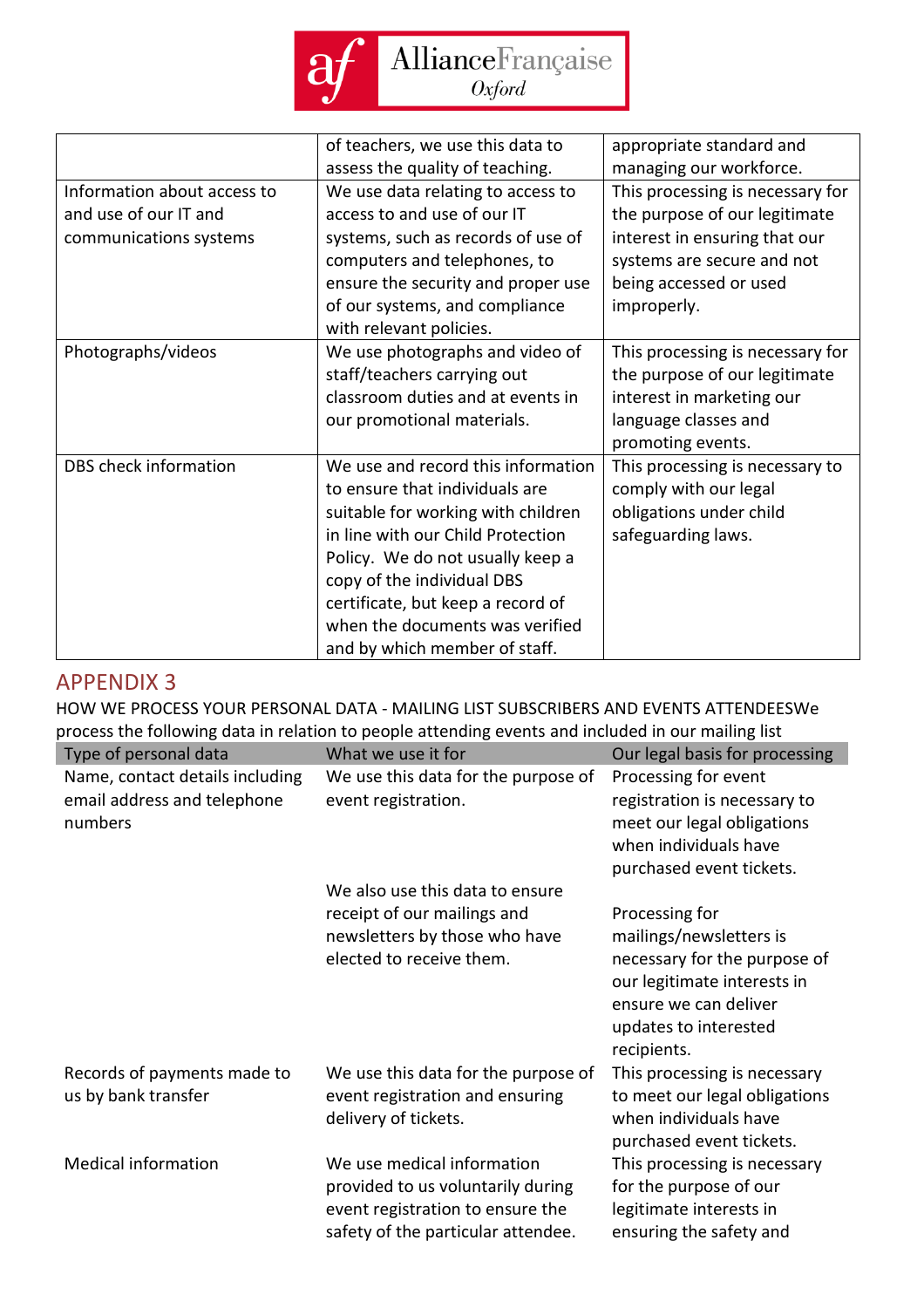| | of teachers, we use this data to assess the quality of teaching. | appropriate standard and managing our workforce. |
|---|---|---|
| Information about access to and use of our IT and communications systems | We use data relating to access to access to and use of our IT systems, such as records of use of computers and telephones, to ensure the security and proper use of our systems, and compliance with relevant policies. | This processing is necessary for the purpose of our legitimate interest in ensuring that our systems are secure and not being accessed or used improperly. |
| Photographs/videos | We use photographs and video of staff/teachers carrying out classroom duties and at events in our promotional materials. | This processing is necessary for the purpose of our legitimate interest in marketing our language classes and promoting events. |
| DBS check information | We use and record this information to ensure that individuals are suitable for working with children in line with our Child Protection Policy. We do not usually keep a copy of the individual DBS certificate, but keep a record of when the documents was verified and by which member of staff. | This processing is necessary to comply with our legal obligations under child safeguarding laws. |

## APPENDIX 3

HOW WE PROCESS YOUR PERSONAL DATA - MAILING LIST SUBSCRIBERS AND EVENTS ATTENDEESWe process the following data in relation to people attending events and included in our mailing list

| Type of personal data | What we use it for | Our legal basis for processing |
|---|---|---|
| Name, contact details including email address and telephone numbers | We use this data for the purpose of event registration.<br><br>We also use this data to ensure receipt of our mailings and newsletters by those who have elected to receive them. | Processing for event registration is necessary to meet our legal obligations when individuals have purchased event tickets.<br><br>Processing for mailings/newsletters is necessary for the purpose of our legitimate interests in ensure we can deliver updates to interested recipients. |
| Records of payments made to us by bank transfer | We use this data for the purpose of event registration and ensuring delivery of tickets. | This processing is necessary to meet our legal obligations when individuals have purchased event tickets. |
| Medical information | We use medical information provided to us voluntarily during event registration to ensure the safety of the particular attendee. | This processing is necessary for the purpose of our legitimate interests in ensuring the safety and |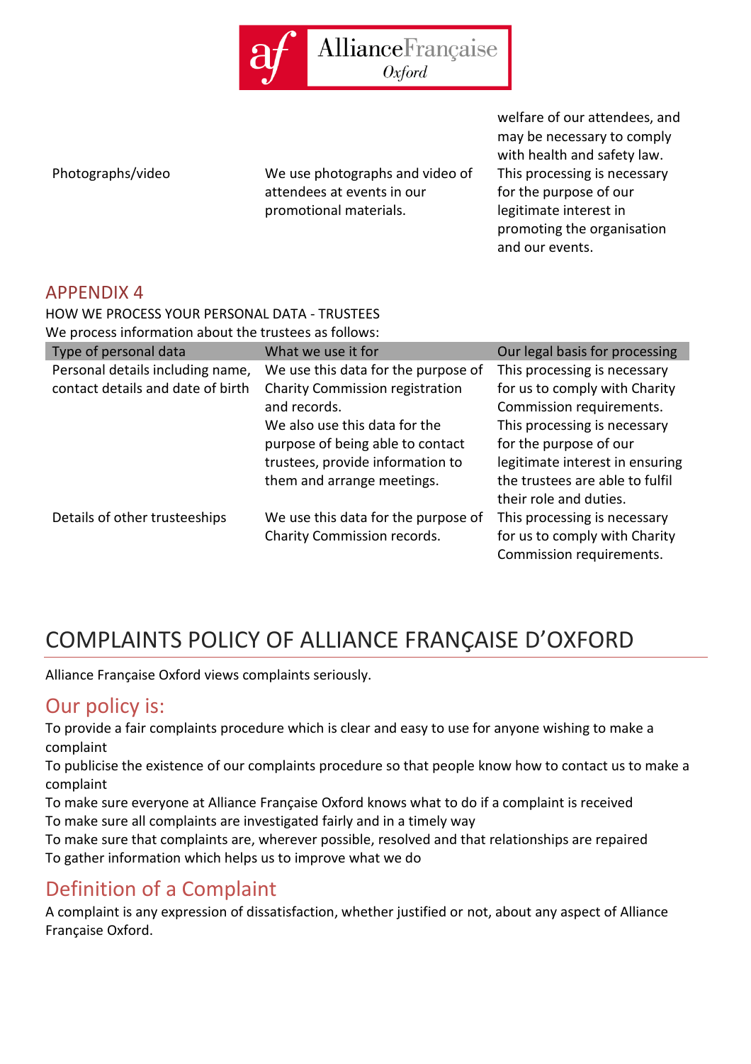| | | |
|---|---|---|
| | | welfare of our attendees, and may be necessary to comply with health and safety law. |
| Photographs/video | We use photographs and video of attendees at events in our promotional materials. | This processing is necessary for the purpose of our legitimate interest in promoting the organisation and our events. |

## APPENDIX 4

HOW WE PROCESS YOUR PERSONAL DATA - TRUSTEES

We process information about the trustees as follows:

| Type of personal data | What we use it for | Our legal basis for processing |
|---|---|---|
| Personal details including name, contact details and date of birth | We use this data for the purpose of Charity Commission registration and records.<br>We also use this data for the purpose of being able to contact trustees, provide information to them and arrange meetings. | This processing is necessary for us to comply with Charity Commission requirements.<br>This processing is necessary for the purpose of our legitimate interest in ensuring the trustees are able to fulfil their role and duties. |
| Details of other trusteeships | We use this data for the purpose of Charity Commission records. | This processing is necessary for us to comply with Charity Commission requirements. |

# COMPLAINTS POLICY OF ALLIANCE FRANÇAISE D'OXFORD

Alliance Française Oxford views complaints seriously.

## Our policy is:

To provide a fair complaints procedure which is clear and easy to use for anyone wishing to make a complaint

To publicise the existence of our complaints procedure so that people know how to contact us to make a complaint

To make sure everyone at Alliance Française Oxford knows what to do if a complaint is received

To make sure all complaints are investigated fairly and in a timely way

To make sure that complaints are, wherever possible, resolved and that relationships are repaired

To gather information which helps us to improve what we do

## Definition of a Complaint

A complaint is any expression of dissatisfaction, whether justified or not, about any aspect of Alliance Française Oxford.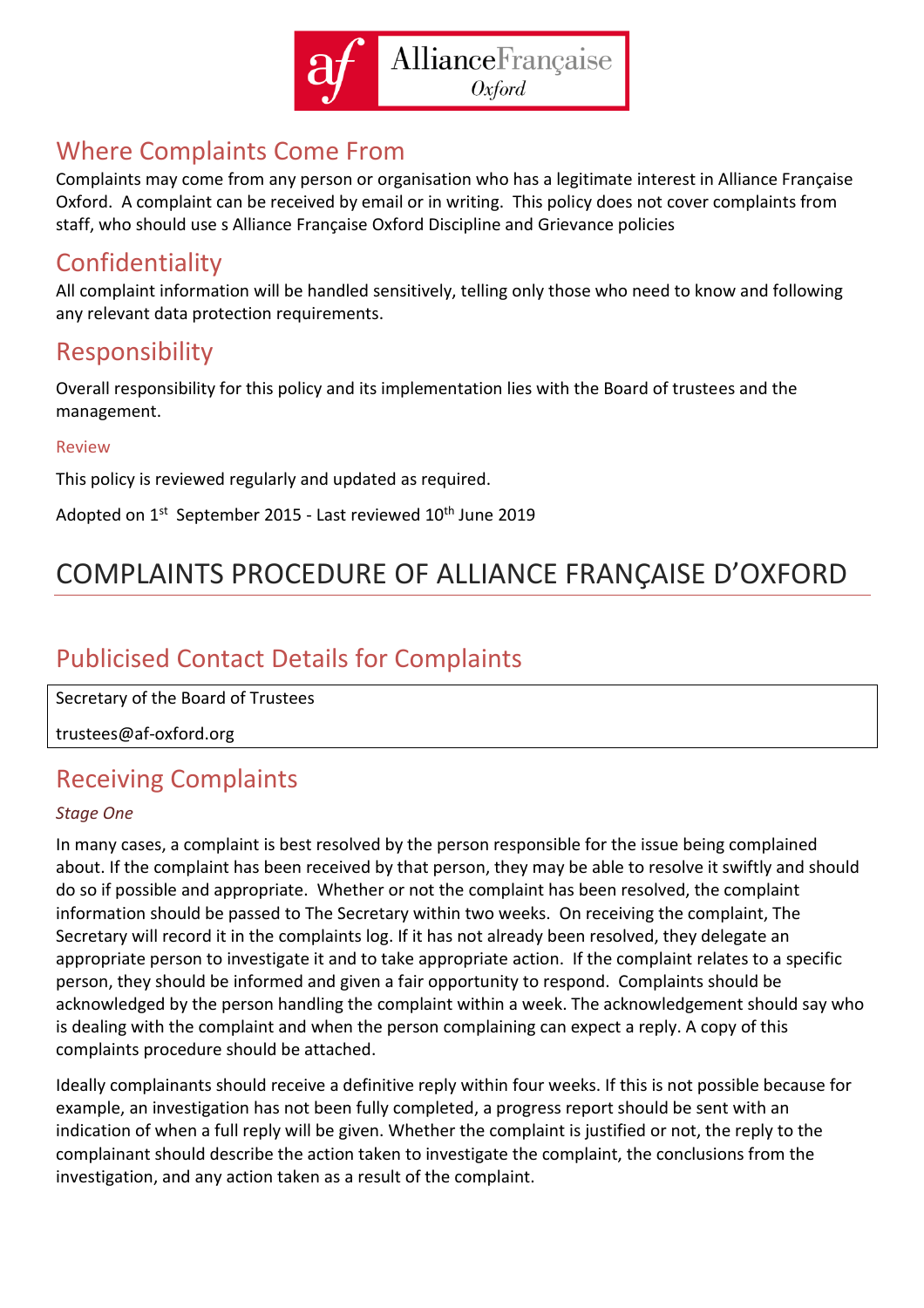## Where Complaints Come From

Complaints may come from any person or organisation who has a legitimate interest in Alliance Française Oxford. A complaint can be received by email or in writing. This policy does not cover complaints from staff, who should use s Alliance Française Oxford Discipline and Grievance policies

## Confidentiality

All complaint information will be handled sensitively, telling only those who need to know and following any relevant data protection requirements.

## Responsibility

Overall responsibility for this policy and its implementation lies with the Board of trustees and the management.

### Review

This policy is reviewed regularly and updated as required.

Adopted on 1st September 2015 - Last reviewed 10th June 2019

# COMPLAINTS PROCEDURE OF ALLIANCE FRANÇAISE D'OXFORD

## Publicised Contact Details for Complaints

| Secretary of the Board of Trustees |
|---|
| trustees@af-oxford.org |

## Receiving Complaints

*Stage One*

In many cases, a complaint is best resolved by the person responsible for the issue being complained about. If the complaint has been received by that person, they may be able to resolve it swiftly and should do so if possible and appropriate. Whether or not the complaint has been resolved, the complaint information should be passed to The Secretary within two weeks. On receiving the complaint, The Secretary will record it in the complaints log. If it has not already been resolved, they delegate an appropriate person to investigate it and to take appropriate action. If the complaint relates to a specific person, they should be informed and given a fair opportunity to respond. Complaints should be acknowledged by the person handling the complaint within a week. The acknowledgement should say who is dealing with the complaint and when the person complaining can expect a reply. A copy of this complaints procedure should be attached.

Ideally complainants should receive a definitive reply within four weeks. If this is not possible because for example, an investigation has not been fully completed, a progress report should be sent with an indication of when a full reply will be given. Whether the complaint is justified or not, the reply to the complainant should describe the action taken to investigate the complaint, the conclusions from the investigation, and any action taken as a result of the complaint.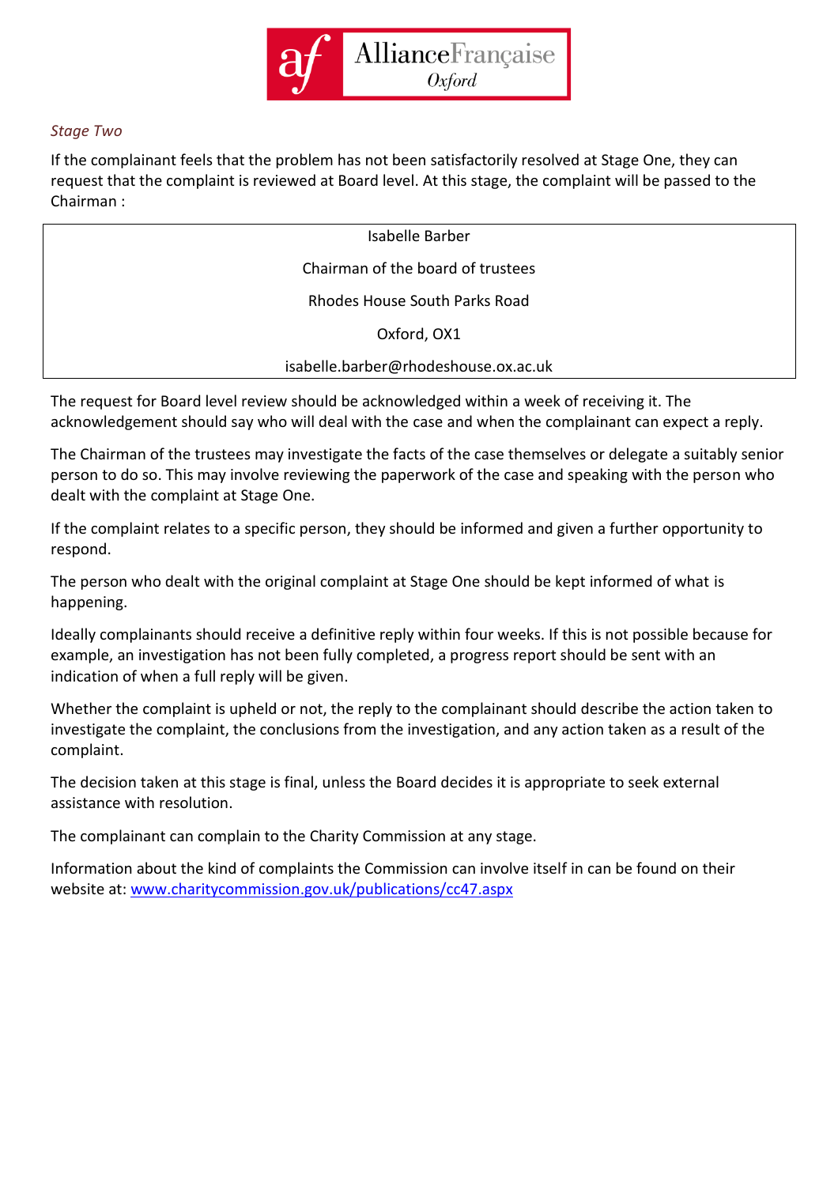*Stage Two*

If the complainant feels that the problem has not been satisfactorily resolved at Stage One, they can request that the complaint is reviewed at Board level. At this stage, the complaint will be passed to the Chairman :

| |
|---|
| Isabelle Barber |
| Chairman of the board of trustees |
| Rhodes House South Parks Road |
| Oxford, OX1 |
| isabelle.barber@rhodeshouse.ox.ac.uk |

The request for Board level review should be acknowledged within a week of receiving it. The acknowledgement should say who will deal with the case and when the complainant can expect a reply.

The Chairman of the trustees may investigate the facts of the case themselves or delegate a suitably senior person to do so. This may involve reviewing the paperwork of the case and speaking with the person who dealt with the complaint at Stage One.

If the complaint relates to a specific person, they should be informed and given a further opportunity to respond.

The person who dealt with the original complaint at Stage One should be kept informed of what is happening.

Ideally complainants should receive a definitive reply within four weeks. If this is not possible because for example, an investigation has not been fully completed, a progress report should be sent with an indication of when a full reply will be given.

Whether the complaint is upheld or not, the reply to the complainant should describe the action taken to investigate the complaint, the conclusions from the investigation, and any action taken as a result of the complaint.

The decision taken at this stage is final, unless the Board decides it is appropriate to seek external assistance with resolution.

The complainant can complain to the Charity Commission at any stage.

Information about the kind of complaints the Commission can involve itself in can be found on their website at: [www.charitycommission.gov.uk/publications/cc47.aspx](http://www.charitycommission.gov.uk/publications/cc47.aspx)